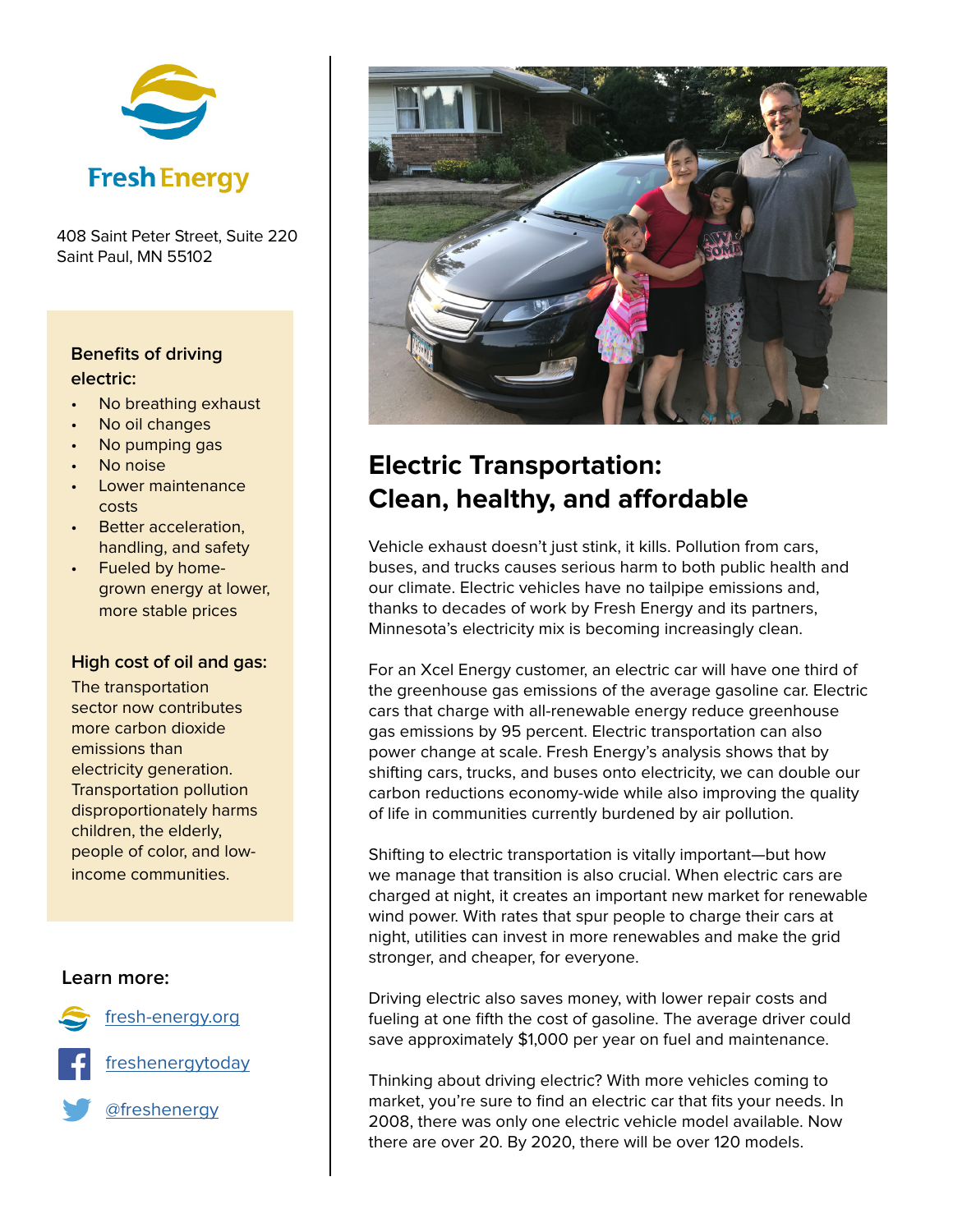Fresh Energy

408 Saint Peter Street, Suite 220
Saint Paul, MN 55102

**Benefits of driving electric:**

- No breathing exhaust
- No oil changes
- No pumping gas
- No noise
- Lower maintenance costs
- Better acceleration, handling, and safety
- Fueled by home-grown energy at lower, more stable prices

**High cost of oil and gas:**

The transportation sector now contributes more carbon dioxide emissions than electricity generation. Transportation pollution disproportionately harms children, the elderly, people of color, and low-income communities.

**Learn more:**

- fresh-energy.org
- freshenergytoday
- @freshenergy

# Electric Transportation: Clean, healthy, and affordable

Vehicle exhaust doesn't just stink, it kills. Pollution from cars, buses, and trucks causes serious harm to both public health and our climate. Electric vehicles have no tailpipe emissions and, thanks to decades of work by Fresh Energy and its partners, Minnesota's electricity mix is becoming increasingly clean.

For an Xcel Energy customer, an electric car will have one third of the greenhouse gas emissions of the average gasoline car. Electric cars that charge with all-renewable energy reduce greenhouse gas emissions by 95 percent. Electric transportation can also power change at scale. Fresh Energy's analysis shows that by shifting cars, trucks, and buses onto electricity, we can double our carbon reductions economy-wide while also improving the quality of life in communities currently burdened by air pollution.

Shifting to electric transportation is vitally important—but how we manage that transition is also crucial. When electric cars are charged at night, it creates an important new market for renewable wind power. With rates that spur people to charge their cars at night, utilities can invest in more renewables and make the grid stronger, and cheaper, for everyone.

Driving electric also saves money, with lower repair costs and fueling at one fifth the cost of gasoline. The average driver could save approximately $1,000 per year on fuel and maintenance.

Thinking about driving electric? With more vehicles coming to market, you're sure to find an electric car that fits your needs. In 2008, there was only one electric vehicle model available. Now there are over 20. By 2020, there will be over 120 models.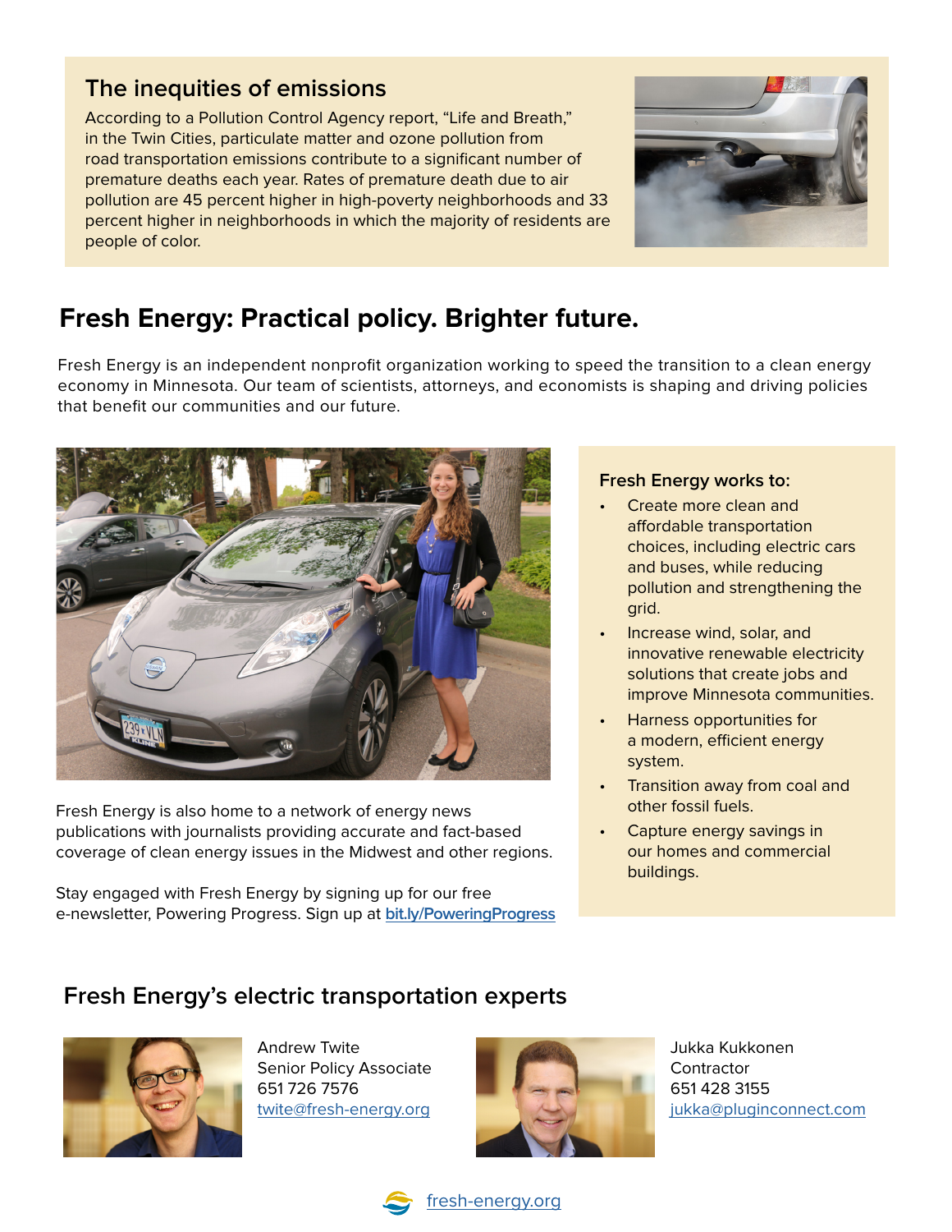## The inequities of emissions

According to a Pollution Control Agency report, "Life and Breath," in the Twin Cities, particulate matter and ozone pollution from road transportation emissions contribute to a significant number of premature deaths each year. Rates of premature death due to air pollution are 45 percent higher in high-poverty neighborhoods and 33 percent higher in neighborhoods in which the majority of residents are people of color.

# Fresh Energy: Practical policy. Brighter future.

Fresh Energy is an independent nonprofit organization working to speed the transition to a clean energy economy in Minnesota. Our team of scientists, attorneys, and economists is shaping and driving policies that benefit our communities and our future.

Fresh Energy is also home to a network of energy news publications with journalists providing accurate and fact-based coverage of clean energy issues in the Midwest and other regions.

Stay engaged with Fresh Energy by signing up for our free e-newsletter, Powering Progress. Sign up at bit.ly/PoweringProgress

### Fresh Energy works to:

- Create more clean and affordable transportation choices, including electric cars and buses, while reducing pollution and strengthening the grid.
- Increase wind, solar, and innovative renewable electricity solutions that create jobs and improve Minnesota communities.
- Harness opportunities for a modern, efficient energy system.
- Transition away from coal and other fossil fuels.
- Capture energy savings in our homes and commercial buildings.

## Fresh Energy's electric transportation experts

Andrew Twite
Senior Policy Associate
651 726 7576
twite@fresh-energy.org

Jukka Kukkonen
Contractor
651 428 3155
jukka@pluginconnect.com

fresh-energy.org